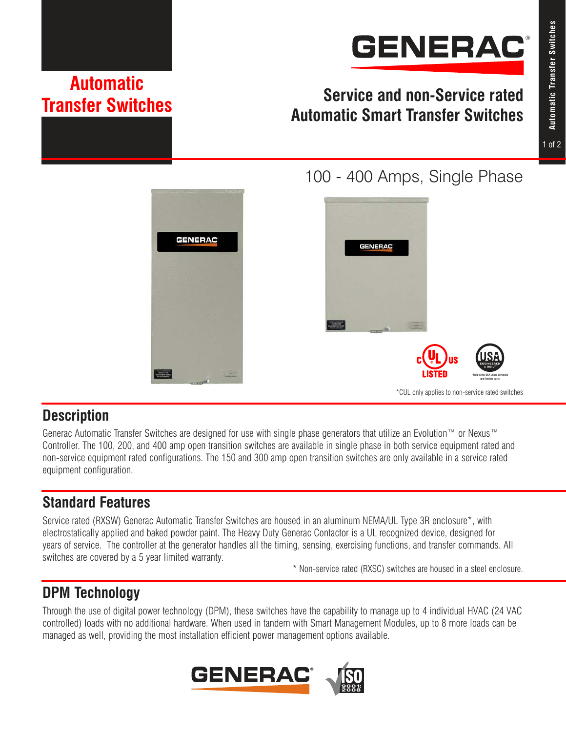# Automatic Transfer Switches

## Service and non-Service rated Automatic Smart Transfer Switches

100 - 400 Amps, Single Phase

*CUL only applies to non-service rated switches

## Description

Generac Automatic Transfer Switches are designed for use with single phase generators that utilize an Evolution™ or Nexus™ Controller. The 100, 200, and 400 amp open transition switches are available in single phase in both service equipment rated and non-service equipment rated configurations. The 150 and 300 amp open transition switches are only available in a service rated equipment configuration.

## Standard Features

Service rated (RXSW) Generac Automatic Transfer Switches are housed in an aluminum NEMA/UL Type 3R enclosure*, with electrostatically applied and baked powder paint. The Heavy Duty Generac Contactor is a UL recognized device, designed for years of service. The controller at the generator handles all the timing, sensing, exercising functions, and transfer commands. All switches are covered by a 5 year limited warranty.

* Non-service rated (RXSC) switches are housed in a steel enclosure.

## DPM Technology

Through the use of digital power technology (DPM), these switches have the capability to manage up to 4 individual HVAC (24 VAC controlled) loads with no additional hardware. When used in tandem with Smart Management Modules, up to 8 more loads can be managed as well, providing the most installation efficient power management options available.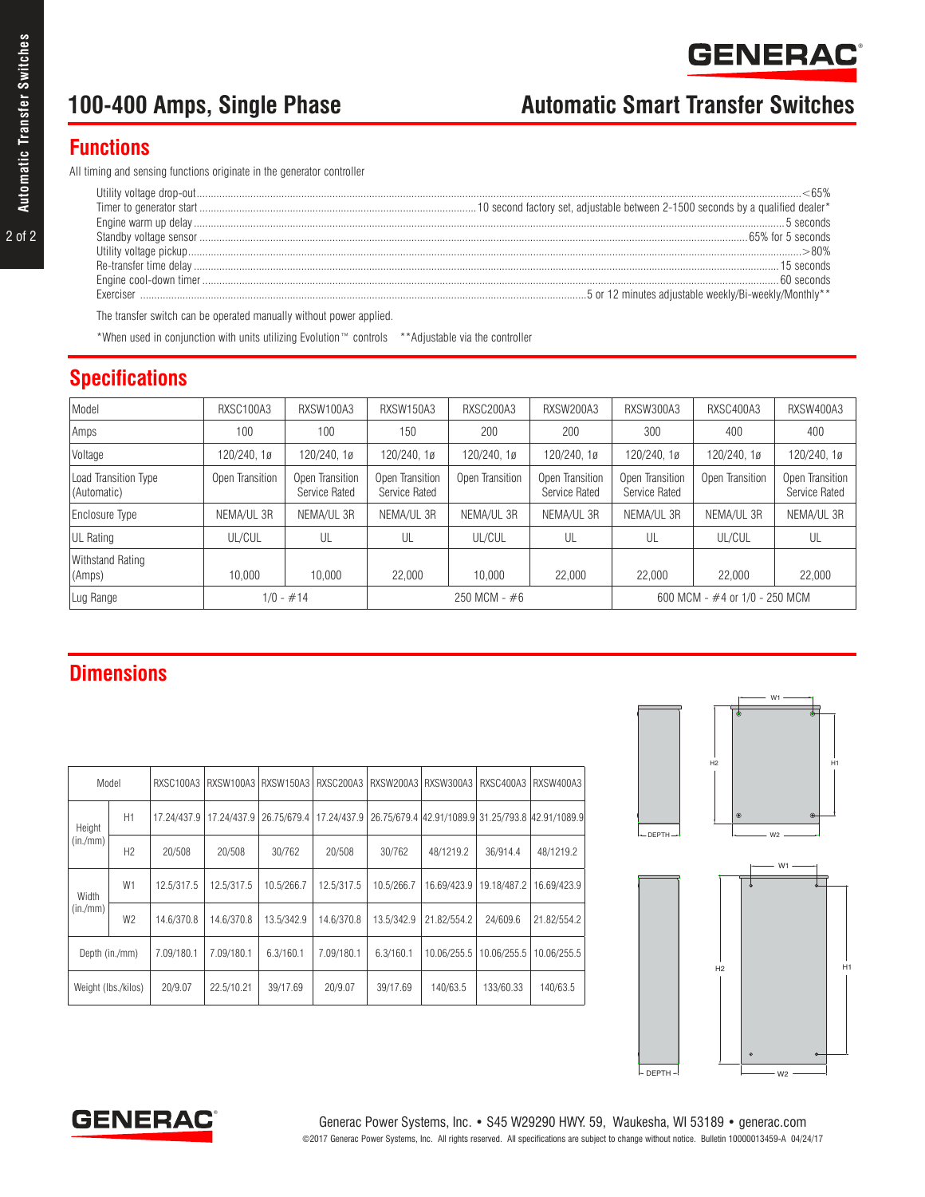# 100-400 Amps, Single Phase

# Automatic Smart Transfer Switches

## Functions

All timing and sensing functions originate in the generator controller

- Utility voltage drop-out ........ <65%
- Timer to generator start ........ 10 second factory set, adjustable between 2-1500 seconds by a qualified dealer*
- Engine warm up delay ........ 5 seconds
- Standby voltage sensor ........ 65% for 5 seconds
- Utility voltage pickup ........ >80%
- Re-transfer time delay ........ 15 seconds
- Engine cool-down timer ........ 60 seconds
- Exerciser ........ 5 or 12 minutes adjustable weekly/Bi-weekly/Monthly**

The transfer switch can be operated manually without power applied.

*When used in conjunction with units utilizing Evolution™ controls  **Adjustable via the controller

## Specifications

| Model | RXSC100A3 | RXSW100A3 | RXSW150A3 | RXSC200A3 | RXSW200A3 | RXSW300A3 | RXSC400A3 | RXSW400A3 |
|---|---|---|---|---|---|---|---|---|
| Amps | 100 | 100 | 150 | 200 | 200 | 300 | 400 | 400 |
| Voltage | 120/240, 1ø | 120/240, 1ø | 120/240, 1ø | 120/240, 1ø | 120/240, 1ø | 120/240, 1ø | 120/240, 1ø | 120/240, 1ø |
| Load Transition Type (Automatic) | Open Transition | Open Transition Service Rated | Open Transition Service Rated | Open Transition | Open Transition Service Rated | Open Transition Service Rated | Open Transition | Open Transition Service Rated |
| Enclosure Type | NEMA/UL 3R | NEMA/UL 3R | NEMA/UL 3R | NEMA/UL 3R | NEMA/UL 3R | NEMA/UL 3R | NEMA/UL 3R | NEMA/UL 3R |
| UL Rating | UL/CUL | UL | UL | UL/CUL | UL | UL | UL/CUL | UL |
| Withstand Rating (Amps) | 10,000 | 10,000 | 22,000 | 10,000 | 22,000 | 22,000 | 22,000 | 22,000 |
| Lug Range | 1/0 - #14 | | 250 MCM - #6 | | | 600 MCM - #4 or 1/0 - 250 MCM | | |

## Dimensions

| Model | | RXSC100A3 | RXSW100A3 | RXSW150A3 | RXSC200A3 | RXSW200A3 | RXSW300A3 | RXSC400A3 | RXSW400A3 |
|---|---|---|---|---|---|---|---|---|---|
| Height (in./mm) | H1 | 17.24/437.9 | 17.24/437.9 | 26.75/679.4 | 17.24/437.9 | 26.75/679.4 | 42.91/1089.9 | 31.25/793.8 | 42.91/1089.9 |
| | H2 | 20/508 | 20/508 | 30/762 | 20/508 | 30/762 | 48/1219.2 | 36/914.4 | 48/1219.2 |
| Width (in./mm) | W1 | 12.5/317.5 | 12.5/317.5 | 10.5/266.7 | 12.5/317.5 | 10.5/266.7 | 16.69/423.9 | 19.18/487.2 | 16.69/423.9 |
| | W2 | 14.6/370.8 | 14.6/370.8 | 13.5/342.9 | 14.6/370.8 | 13.5/342.9 | 21.82/554.2 | 24/609.6 | 21.82/554.2 |
| Depth (in./mm) | | 7.09/180.1 | 7.09/180.1 | 6.3/160.1 | 7.09/180.1 | 6.3/160.1 | 10.06/255.5 | 10.06/255.5 | 10.06/255.5 |
| Weight (lbs./kilos) | | 20/9.07 | 22.5/10.21 | 39/17.69 | 20/9.07 | 39/17.69 | 140/63.5 | 133/60.33 | 140/63.5 |

W1
H2
H1
DEPTH
W2

W1
H2
H1
DEPTH
W2

Generac Power Systems, Inc. • S45 W29290 HWY. 59, Waukesha, WI 53189 • generac.com

©2017 Generac Power Systems, Inc. All rights reserved. All specifications are subject to change without notice. Bulletin 10000013459-A 04/24/17